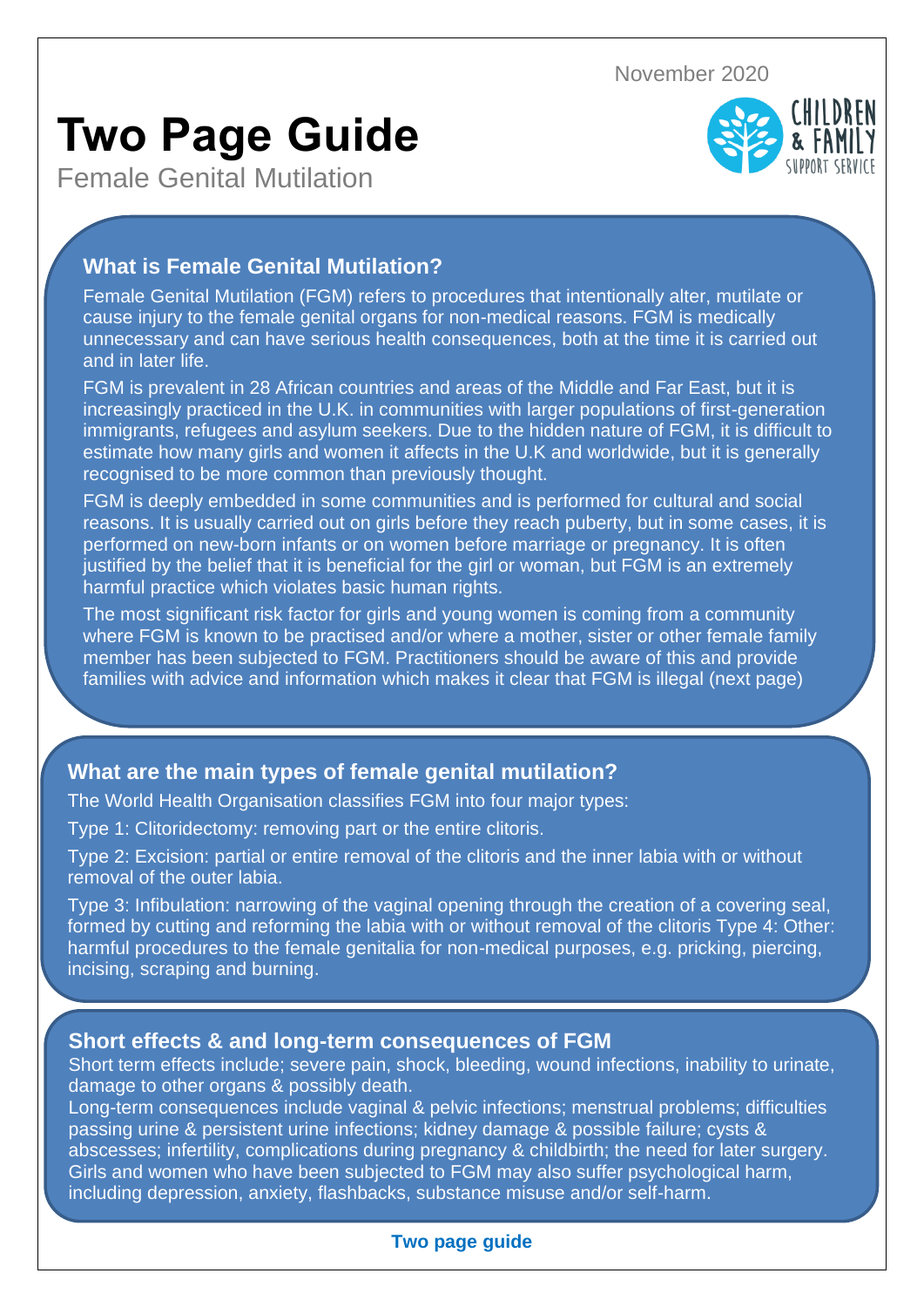November 2020

# Two Page Guide

Female Genital Mutilation

## What is Female Genital Mutilation?

Female Genital Mutilation (FGM) refers to procedures that intentionally alter, mutilate or cause injury to the female genital organs for non-medical reasons. FGM is medically unnecessary and can have serious health consequences, both at the time it is carried out and in later life.

FGM is prevalent in 28 African countries and areas of the Middle and Far East, but it is increasingly practiced in the U.K. in communities with larger populations of first-generation immigrants, refugees and asylum seekers. Due to the hidden nature of FGM, it is difficult to estimate how many girls and women it affects in the U.K and worldwide, but it is generally recognised to be more common than previously thought.

FGM is deeply embedded in some communities and is performed for cultural and social reasons. It is usually carried out on girls before they reach puberty, but in some cases, it is performed on new-born infants or on women before marriage or pregnancy. It is often justified by the belief that it is beneficial for the girl or woman, but FGM is an extremely harmful practice which violates basic human rights.

The most significant risk factor for girls and young women is coming from a community where FGM is known to be practised and/or where a mother, sister or other female family member has been subjected to FGM. Practitioners should be aware of this and provide families with advice and information which makes it clear that FGM is illegal (next page)

## What are the main types of female genital mutilation?

The World Health Organisation classifies FGM into four major types:

Type 1: Clitoridectomy: removing part or the entire clitoris.

Type 2: Excision: partial or entire removal of the clitoris and the inner labia with or without removal of the outer labia.

Type 3: Infibulation: narrowing of the vaginal opening through the creation of a covering seal, formed by cutting and reforming the labia with or without removal of the clitoris Type 4: Other: harmful procedures to the female genitalia for non-medical purposes, e.g. pricking, piercing, incising, scraping and burning.

## Short effects & and long-term consequences of FGM

Short term effects include; severe pain, shock, bleeding, wound infections, inability to urinate, damage to other organs & possibly death.

Long-term consequences include vaginal & pelvic infections; menstrual problems; difficulties passing urine & persistent urine infections; kidney damage & possible failure; cysts & abscesses; infertility, complications during pregnancy & childbirth; the need for later surgery. Girls and women who have been subjected to FGM may also suffer psychological harm, including depression, anxiety, flashbacks, substance misuse and/or self-harm.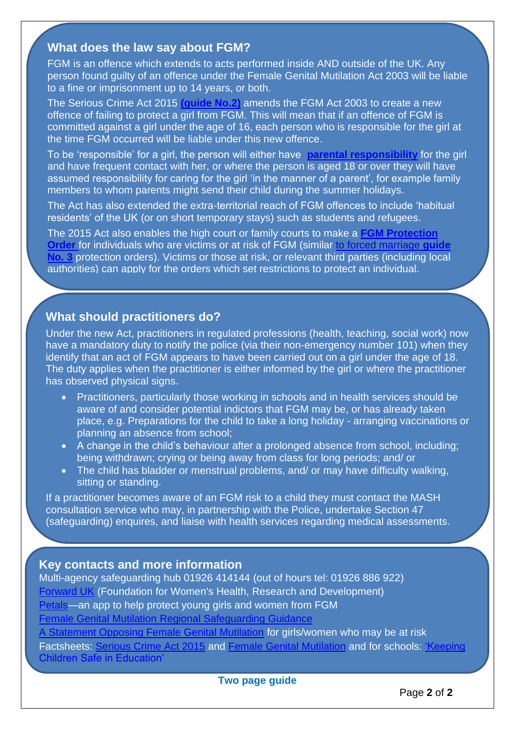## What does the law say about FGM?

FGM is an offence which extends to acts performed inside AND outside of the UK. Any person found guilty of an offence under the Female Genital Mutilation Act 2003 will be liable to a fine or imprisonment up to 14 years, or both.

The Serious Crime Act 2015 **(guide No.2)** amends the FGM Act 2003 to create a new offence of failing to protect a girl from FGM. This will mean that if an offence of FGM is committed against a girl under the age of 16, each person who is responsible for the girl at the time FGM occurred will be liable under this new offence.

To be 'responsible' for a girl, the person will either have **parental responsibility** for the girl and have frequent contact with her, or where the person is aged 18 or over they will have assumed responsibility for caring for the girl 'in the manner of a parent', for example family members to whom parents might send their child during the summer holidays.

The Act has also extended the extra-territorial reach of FGM offences to include 'habitual residents' of the UK (or on short temporary stays) such as students and refugees.

The 2015 Act also enables the high court or family courts to make a **FGM Protection Order** for individuals who are victims or at risk of FGM (similar to forced marriage **guide No. 3** protection orders). Victims or those at risk, or relevant third parties (including local authorities) can apply for the orders which set restrictions to protect an individual.

## What should practitioners do?

Under the new Act, practitioners in regulated professions (health, teaching, social work) now have a mandatory duty to notify the police (via their non-emergency number 101) when they identify that an act of FGM appears to have been carried out on a girl under the age of 18. The duty applies when the practitioner is either informed by the girl or where the practitioner has observed physical signs.

- Practitioners, particularly those working in schools and in health services should be aware of and consider potential indictors that FGM may be, or has already taken place, e.g. Preparations for the child to take a long holiday - arranging vaccinations or planning an absence from school;
- A change in the child's behaviour after a prolonged absence from school, including; being withdrawn; crying or being away from class for long periods; and/ or
- The child has bladder or menstrual problems, and/ or may have difficulty walking, sitting or standing.

If a practitioner becomes aware of an FGM risk to a child they must contact the MASH consultation service who may, in partnership with the Police, undertake Section 47 (safeguarding) enquires, and liaise with health services regarding medical assessments.

## Key contacts and more information

Multi-agency safeguarding hub 01926 414144 (out of hours tel: 01926 886 922)

Forward UK (Foundation for Women's Health, Research and Development)

Petals—an app to help protect young girls and women from FGM

Female Genital Mutilation Regional Safeguarding Guidance

A Statement Opposing Female Genital Mutilation for girls/women who may be at risk

Factsheets: Serious Crime Act 2015 and Female Genital Mutilation and for schools: 'Keeping Children Safe in Education'

**Two page guide**